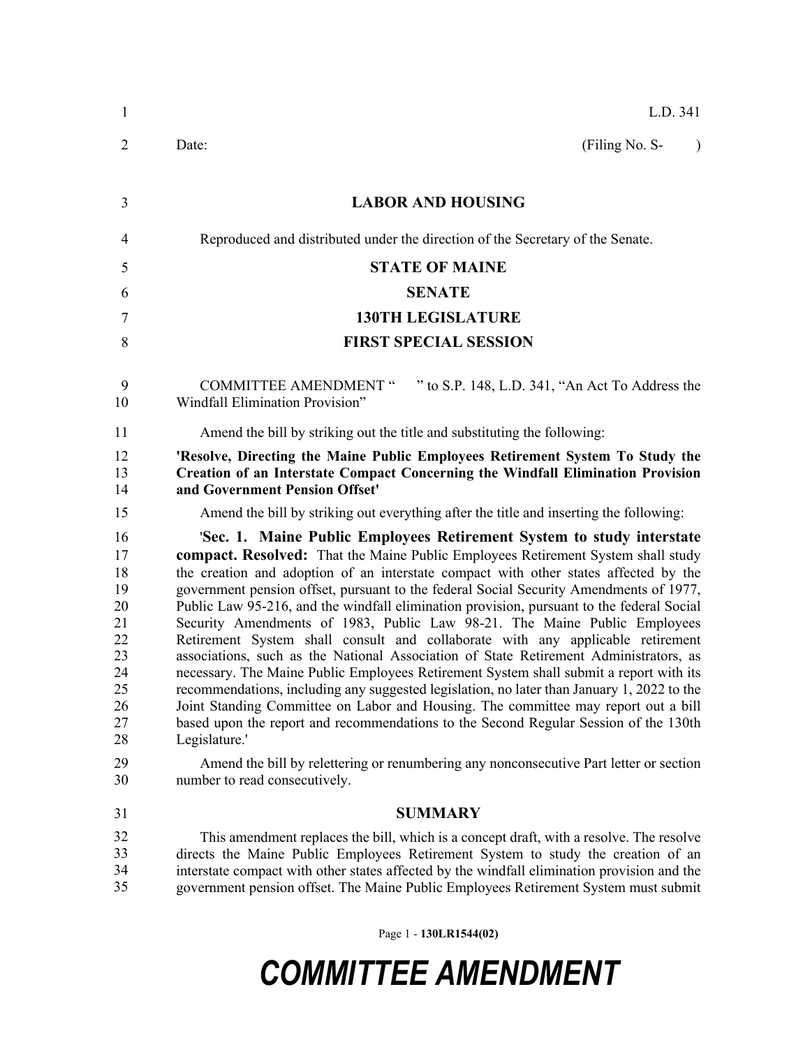L.D. 341

Date: (Filing No. S- )

**LABOR AND HOUSING**

Reproduced and distributed under the direction of the Secretary of the Senate.

**STATE OF MAINE**

**SENATE**

**130TH LEGISLATURE**

**FIRST SPECIAL SESSION**

COMMITTEE AMENDMENT " " to S.P. 148, L.D. 341, "An Act To Address the Windfall Elimination Provision"

Amend the bill by striking out the title and substituting the following:

**'Resolve, Directing the Maine Public Employees Retirement System To Study the Creation of an Interstate Compact Concerning the Windfall Elimination Provision and Government Pension Offset'**

Amend the bill by striking out everything after the title and inserting the following:

'**Sec. 1. Maine Public Employees Retirement System to study interstate compact. Resolved:** That the Maine Public Employees Retirement System shall study the creation and adoption of an interstate compact with other states affected by the government pension offset, pursuant to the federal Social Security Amendments of 1977, Public Law 95-216, and the windfall elimination provision, pursuant to the federal Social Security Amendments of 1983, Public Law 98-21. The Maine Public Employees Retirement System shall consult and collaborate with any applicable retirement associations, such as the National Association of State Retirement Administrators, as necessary. The Maine Public Employees Retirement System shall submit a report with its recommendations, including any suggested legislation, no later than January 1, 2022 to the Joint Standing Committee on Labor and Housing. The committee may report out a bill based upon the report and recommendations to the Second Regular Session of the 130th Legislature.'

Amend the bill by relettering or renumbering any nonconsecutive Part letter or section number to read consecutively.

## SUMMARY

This amendment replaces the bill, which is a concept draft, with a resolve. The resolve directs the Maine Public Employees Retirement System to study the creation of an interstate compact with other states affected by the windfall elimination provision and the government pension offset. The Maine Public Employees Retirement System must submit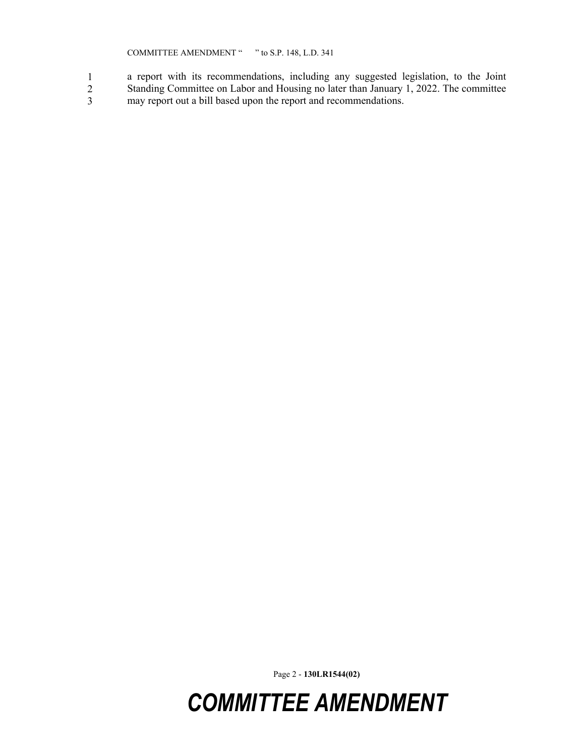a report with its recommendations, including any suggested legislation, to the Joint Standing Committee on Labor and Housing no later than January 1, 2022. The committee may report out a bill based upon the report and recommendations.